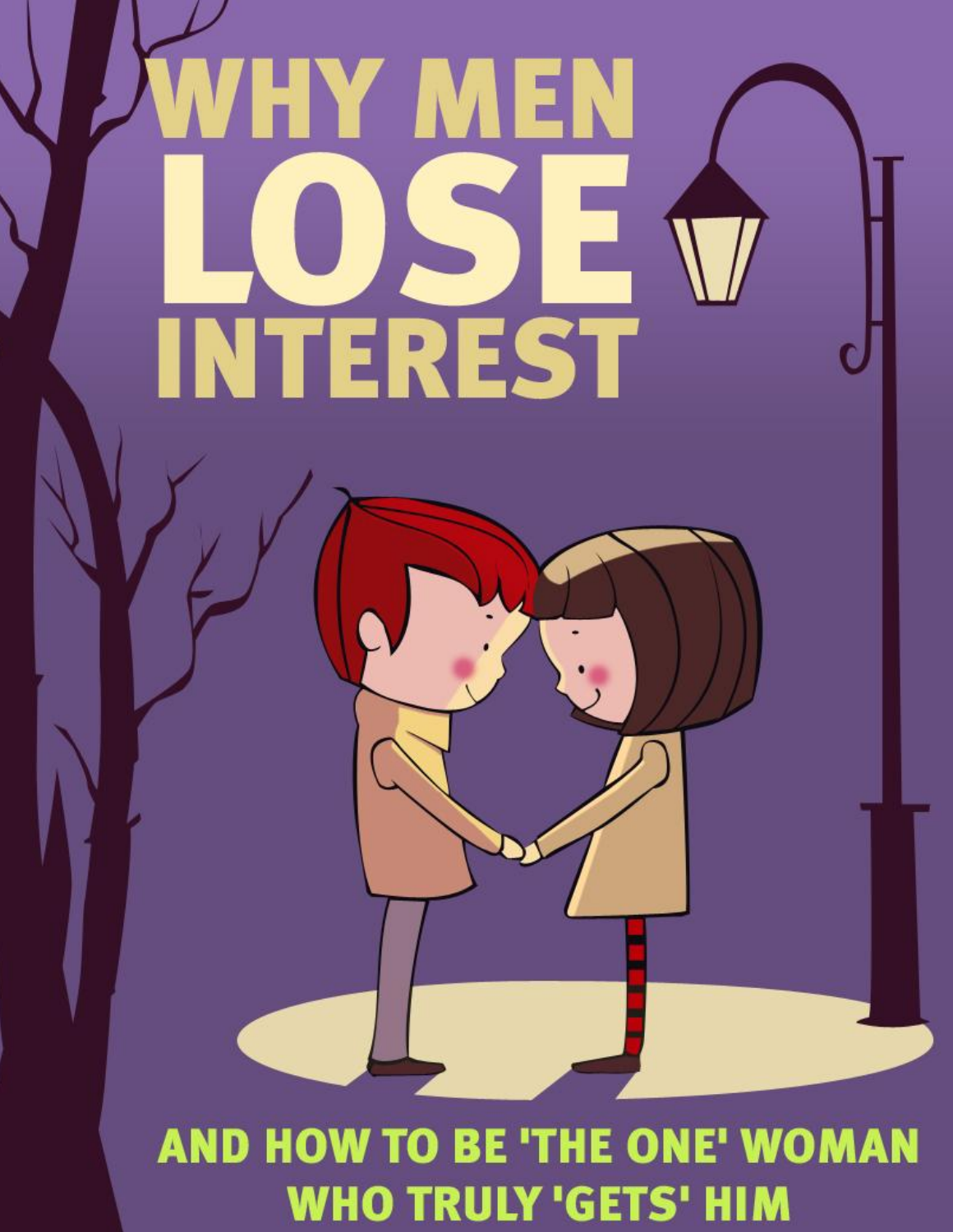# WHY MEN LOSE INTEREST

## AND HOW TO BE 'THE ONE' WOMAN WHO TRULY 'GETS' HIM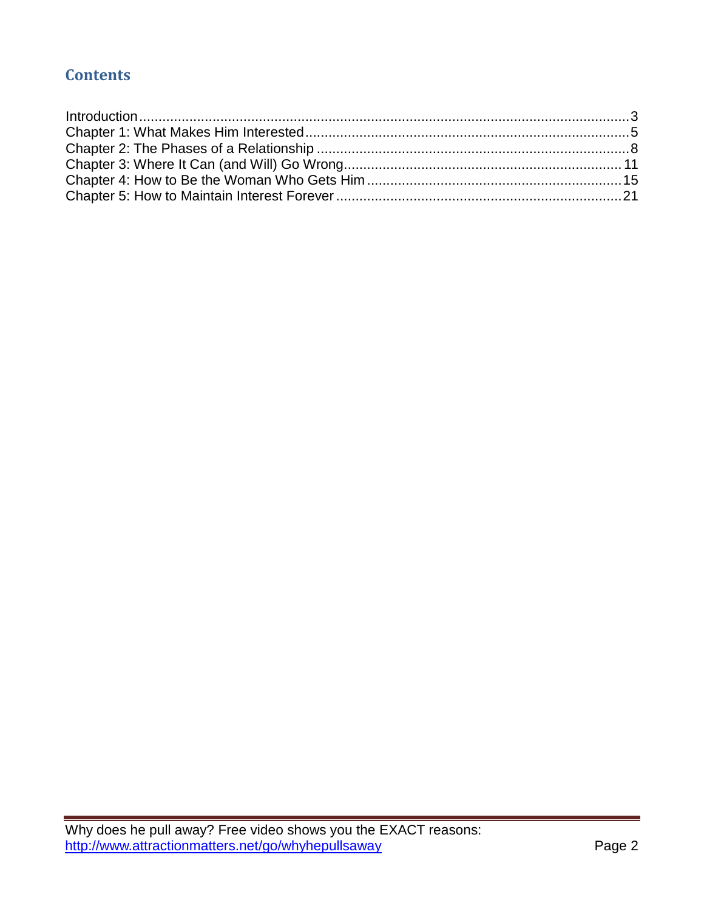## Contents

Introduction ........................................................................................................................ 3
Chapter 1: What Makes Him Interested .................................................................................. 5
Chapter 2: The Phases of a Relationship ................................................................................ 8
Chapter 3: Where It Can (and Will) Go Wrong ........................................................................ 11
Chapter 4: How to Be the Woman Who Gets Him .................................................................. 15
Chapter 5: How to Maintain Interest Forever ......................................................................... 21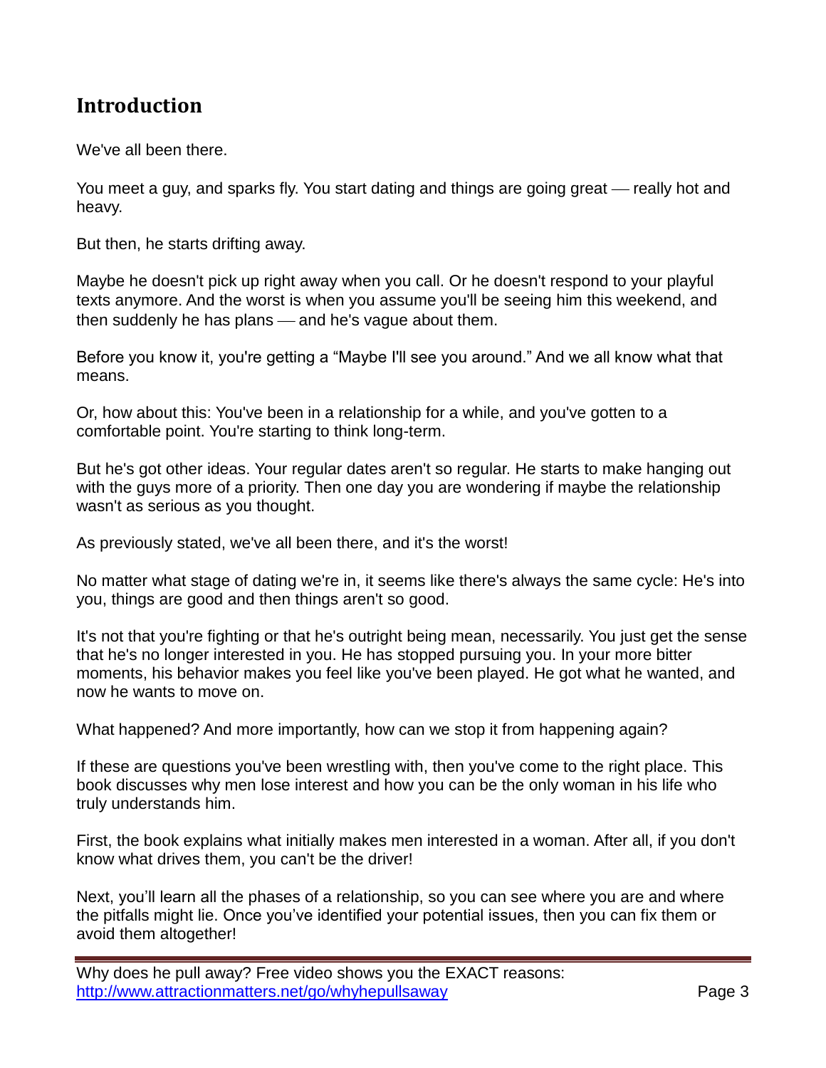## Introduction

We've all been there.

You meet a guy, and sparks fly. You start dating and things are going great — really hot and heavy.

But then, he starts drifting away.

Maybe he doesn't pick up right away when you call. Or he doesn't respond to your playful texts anymore. And the worst is when you assume you'll be seeing him this weekend, and then suddenly he has plans — and he's vague about them.

Before you know it, you're getting a "Maybe I'll see you around." And we all know what that means.

Or, how about this: You've been in a relationship for a while, and you've gotten to a comfortable point. You're starting to think long-term.

But he's got other ideas. Your regular dates aren't so regular. He starts to make hanging out with the guys more of a priority. Then one day you are wondering if maybe the relationship wasn't as serious as you thought.

As previously stated, we've all been there, and it's the worst!

No matter what stage of dating we're in, it seems like there's always the same cycle: He's into you, things are good and then things aren't so good.

It's not that you're fighting or that he's outright being mean, necessarily. You just get the sense that he's no longer interested in you. He has stopped pursuing you. In your more bitter moments, his behavior makes you feel like you've been played. He got what he wanted, and now he wants to move on.

What happened? And more importantly, how can we stop it from happening again?

If these are questions you've been wrestling with, then you've come to the right place. This book discusses why men lose interest and how you can be the only woman in his life who truly understands him.

First, the book explains what initially makes men interested in a woman. After all, if you don't know what drives them, you can't be the driver!

Next, you'll learn all the phases of a relationship, so you can see where you are and where the pitfalls might lie. Once you've identified your potential issues, then you can fix them or avoid them altogether!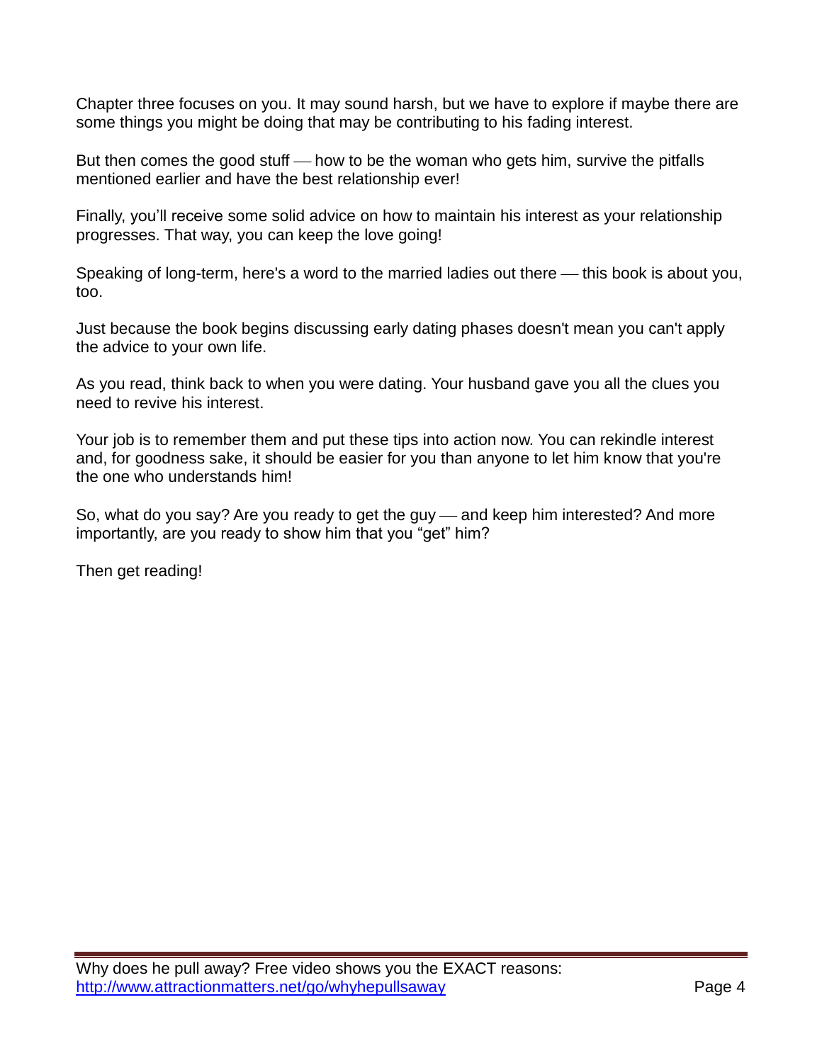Chapter three focuses on you. It may sound harsh, but we have to explore if maybe there are some things you might be doing that may be contributing to his fading interest.

But then comes the good stuff — how to be the woman who gets him, survive the pitfalls mentioned earlier and have the best relationship ever!

Finally, you'll receive some solid advice on how to maintain his interest as your relationship progresses. That way, you can keep the love going!

Speaking of long-term, here's a word to the married ladies out there — this book is about you, too.

Just because the book begins discussing early dating phases doesn't mean you can't apply the advice to your own life.

As you read, think back to when you were dating. Your husband gave you all the clues you need to revive his interest.

Your job is to remember them and put these tips into action now. You can rekindle interest and, for goodness sake, it should be easier for you than anyone to let him know that you're the one who understands him!

So, what do you say? Are you ready to get the guy — and keep him interested? And more importantly, are you ready to show him that you "get" him?

Then get reading!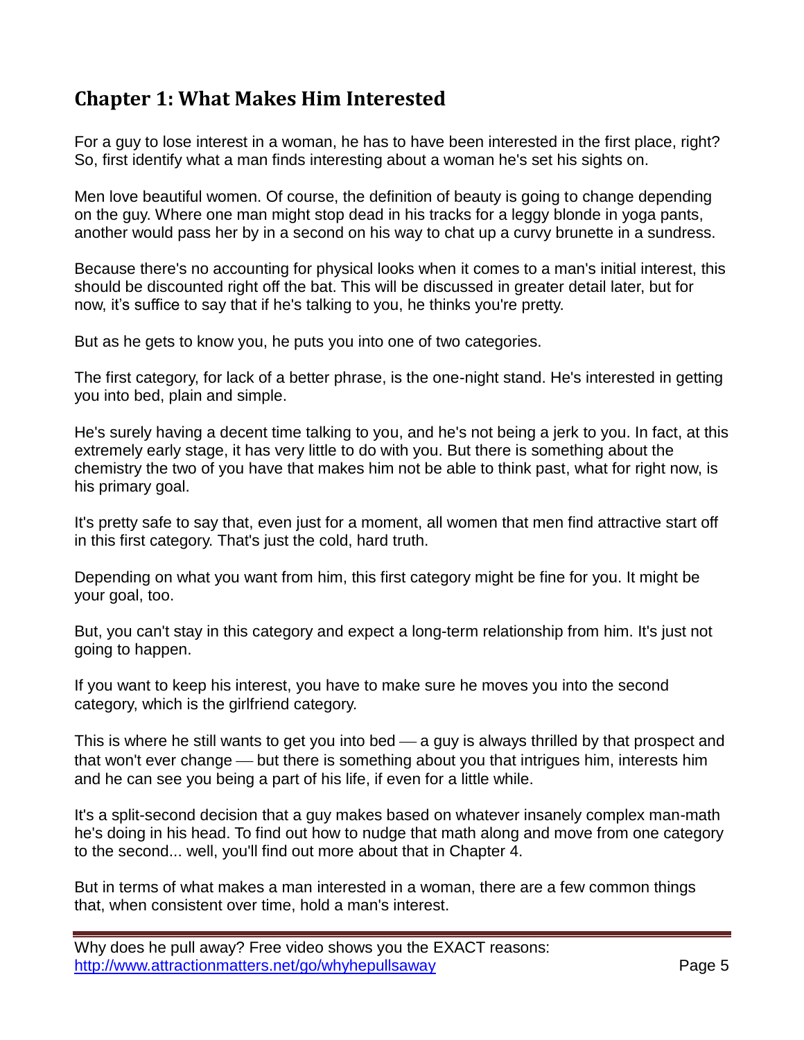## Chapter 1: What Makes Him Interested

For a guy to lose interest in a woman, he has to have been interested in the first place, right? So, first identify what a man finds interesting about a woman he's set his sights on.

Men love beautiful women. Of course, the definition of beauty is going to change depending on the guy. Where one man might stop dead in his tracks for a leggy blonde in yoga pants, another would pass her by in a second on his way to chat up a curvy brunette in a sundress.

Because there's no accounting for physical looks when it comes to a man's initial interest, this should be discounted right off the bat. This will be discussed in greater detail later, but for now, it's suffice to say that if he's talking to you, he thinks you're pretty.

But as he gets to know you, he puts you into one of two categories.

The first category, for lack of a better phrase, is the one-night stand. He's interested in getting you into bed, plain and simple.

He's surely having a decent time talking to you, and he's not being a jerk to you. In fact, at this extremely early stage, it has very little to do with you. But there is something about the chemistry the two of you have that makes him not be able to think past, what for right now, is his primary goal.

It's pretty safe to say that, even just for a moment, all women that men find attractive start off in this first category. That's just the cold, hard truth.

Depending on what you want from him, this first category might be fine for you. It might be your goal, too.

But, you can't stay in this category and expect a long-term relationship from him. It's just not going to happen.

If you want to keep his interest, you have to make sure he moves you into the second category, which is the girlfriend category.

This is where he still wants to get you into bed — a guy is always thrilled by that prospect and that won't ever change — but there is something about you that intrigues him, interests him and he can see you being a part of his life, if even for a little while.

It's a split-second decision that a guy makes based on whatever insanely complex man-math he's doing in his head. To find out how to nudge that math along and move from one category to the second... well, you'll find out more about that in Chapter 4.

But in terms of what makes a man interested in a woman, there are a few common things that, when consistent over time, hold a man's interest.

Why does he pull away? Free video shows you the EXACT reasons: http://www.attractionmatters.net/go/whyhepullsaway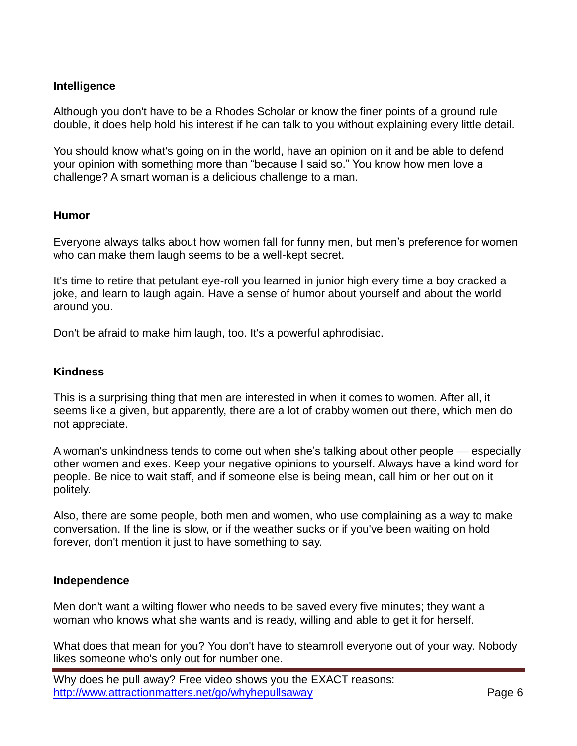### Intelligence

Although you don't have to be a Rhodes Scholar or know the finer points of a ground rule double, it does help hold his interest if he can talk to you without explaining every little detail.

You should know what's going on in the world, have an opinion on it and be able to defend your opinion with something more than "because I said so." You know how men love a challenge? A smart woman is a delicious challenge to a man.

### Humor

Everyone always talks about how women fall for funny men, but men's preference for women who can make them laugh seems to be a well-kept secret.

It's time to retire that petulant eye-roll you learned in junior high every time a boy cracked a joke, and learn to laugh again. Have a sense of humor about yourself and about the world around you.

Don't be afraid to make him laugh, too. It's a powerful aphrodisiac.

### Kindness

This is a surprising thing that men are interested in when it comes to women. After all, it seems like a given, but apparently, there are a lot of crabby women out there, which men do not appreciate.

A woman's unkindness tends to come out when she's talking about other people — especially other women and exes. Keep your negative opinions to yourself. Always have a kind word for people. Be nice to wait staff, and if someone else is being mean, call him or her out on it politely.

Also, there are some people, both men and women, who use complaining as a way to make conversation. If the line is slow, or if the weather sucks or if you've been waiting on hold forever, don't mention it just to have something to say.

### Independence

Men don't want a wilting flower who needs to be saved every five minutes; they want a woman who knows what she wants and is ready, willing and able to get it for herself.

What does that mean for you? You don't have to steamroll everyone out of your way. Nobody likes someone who's only out for number one.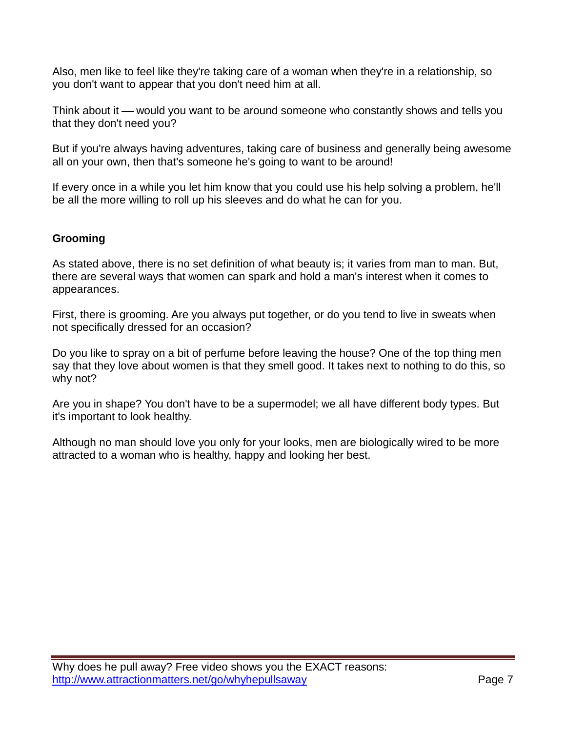Also, men like to feel like they're taking care of a woman when they're in a relationship, so you don't want to appear that you don't need him at all.

Think about it — would you want to be around someone who constantly shows and tells you that they don't need you?

But if you're always having adventures, taking care of business and generally being awesome all on your own, then that's someone he's going to want to be around!

If every once in a while you let him know that you could use his help solving a problem, he'll be all the more willing to roll up his sleeves and do what he can for you.

**Grooming**

As stated above, there is no set definition of what beauty is; it varies from man to man. But, there are several ways that women can spark and hold a man's interest when it comes to appearances.

First, there is grooming. Are you always put together, or do you tend to live in sweats when not specifically dressed for an occasion?

Do you like to spray on a bit of perfume before leaving the house? One of the top thing men say that they love about women is that they smell good. It takes next to nothing to do this, so why not?

Are you in shape? You don't have to be a supermodel; we all have different body types. But it's important to look healthy.

Although no man should love you only for your looks, men are biologically wired to be more attracted to a woman who is healthy, happy and looking her best.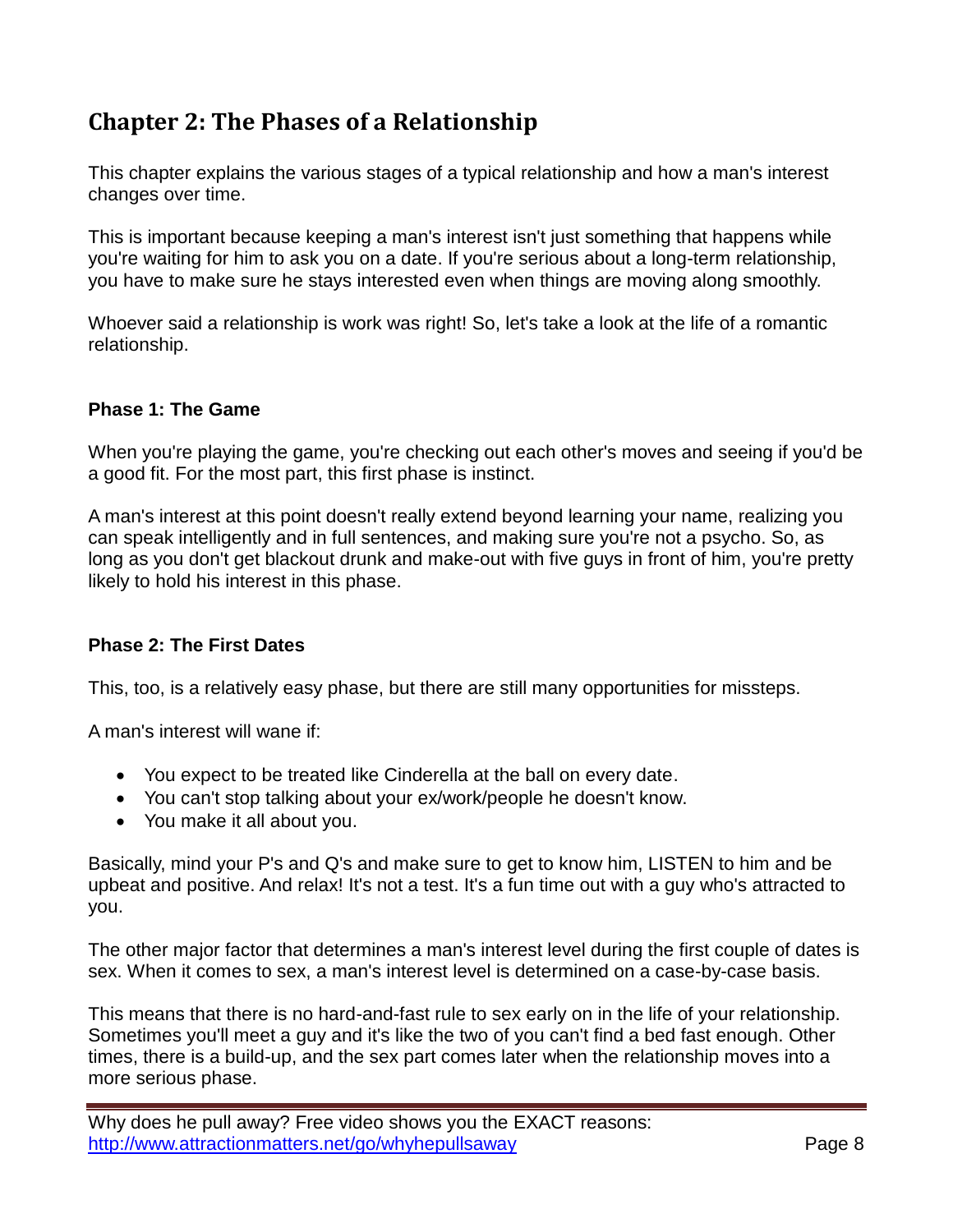## Chapter 2: The Phases of a Relationship

This chapter explains the various stages of a typical relationship and how a man's interest changes over time.

This is important because keeping a man's interest isn't just something that happens while you're waiting for him to ask you on a date. If you're serious about a long-term relationship, you have to make sure he stays interested even when things are moving along smoothly.

Whoever said a relationship is work was right! So, let's take a look at the life of a romantic relationship.

### Phase 1: The Game

When you're playing the game, you're checking out each other's moves and seeing if you'd be a good fit. For the most part, this first phase is instinct.

A man's interest at this point doesn't really extend beyond learning your name, realizing you can speak intelligently and in full sentences, and making sure you're not a psycho. So, as long as you don't get blackout drunk and make-out with five guys in front of him, you're pretty likely to hold his interest in this phase.

### Phase 2: The First Dates

This, too, is a relatively easy phase, but there are still many opportunities for missteps.

A man's interest will wane if:

- You expect to be treated like Cinderella at the ball on every date.
- You can't stop talking about your ex/work/people he doesn't know.
- You make it all about you.

Basically, mind your P's and Q's and make sure to get to know him, LISTEN to him and be upbeat and positive. And relax! It's not a test. It's a fun time out with a guy who's attracted to you.

The other major factor that determines a man's interest level during the first couple of dates is sex. When it comes to sex, a man's interest level is determined on a case-by-case basis.

This means that there is no hard-and-fast rule to sex early on in the life of your relationship. Sometimes you'll meet a guy and it's like the two of you can't find a bed fast enough. Other times, there is a build-up, and the sex part comes later when the relationship moves into a more serious phase.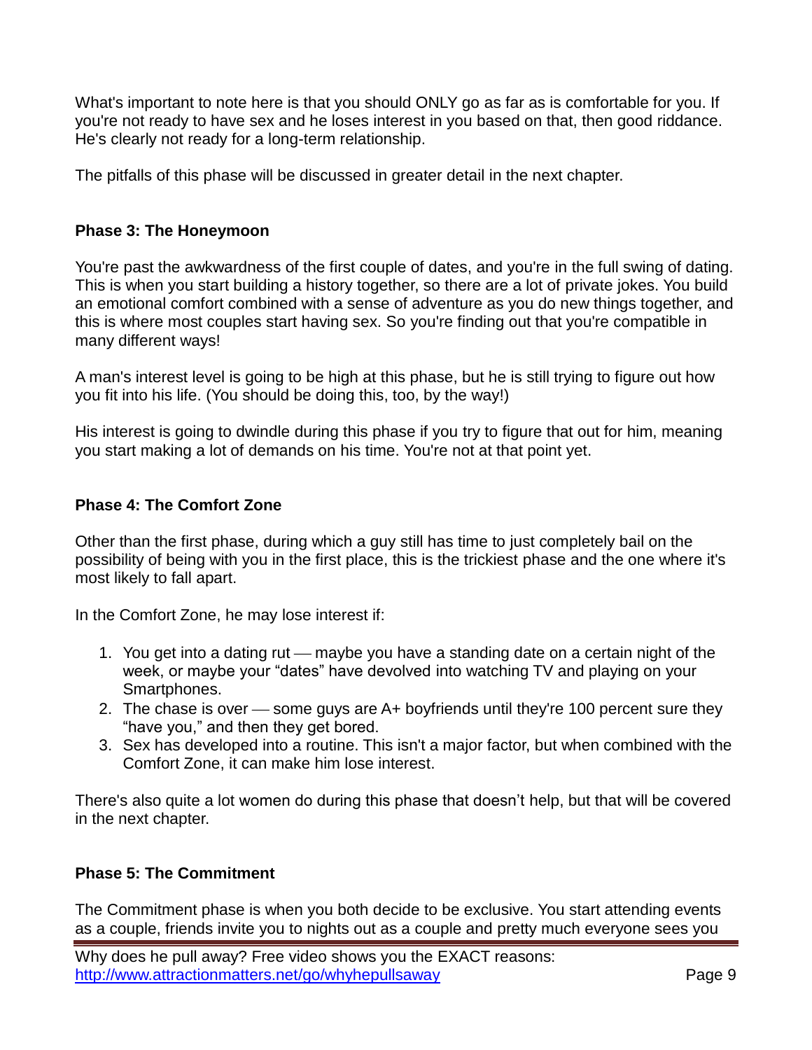What's important to note here is that you should ONLY go as far as is comfortable for you. If you're not ready to have sex and he loses interest in you based on that, then good riddance. He's clearly not ready for a long-term relationship.

The pitfalls of this phase will be discussed in greater detail in the next chapter.

**Phase 3: The Honeymoon**

You're past the awkwardness of the first couple of dates, and you're in the full swing of dating. This is when you start building a history together, so there are a lot of private jokes. You build an emotional comfort combined with a sense of adventure as you do new things together, and this is where most couples start having sex. So you're finding out that you're compatible in many different ways!

A man's interest level is going to be high at this phase, but he is still trying to figure out how you fit into his life. (You should be doing this, too, by the way!)

His interest is going to dwindle during this phase if you try to figure that out for him, meaning you start making a lot of demands on his time. You're not at that point yet.

**Phase 4: The Comfort Zone**

Other than the first phase, during which a guy still has time to just completely bail on the possibility of being with you in the first place, this is the trickiest phase and the one where it's most likely to fall apart.

In the Comfort Zone, he may lose interest if:

1. You get into a dating rut — maybe you have a standing date on a certain night of the week, or maybe your "dates" have devolved into watching TV and playing on your Smartphones.
2. The chase is over — some guys are A+ boyfriends until they're 100 percent sure they "have you," and then they get bored.
3. Sex has developed into a routine. This isn't a major factor, but when combined with the Comfort Zone, it can make him lose interest.

There's also quite a lot women do during this phase that doesn't help, but that will be covered in the next chapter.

**Phase 5: The Commitment**

The Commitment phase is when you both decide to be exclusive. You start attending events as a couple, friends invite you to nights out as a couple and pretty much everyone sees you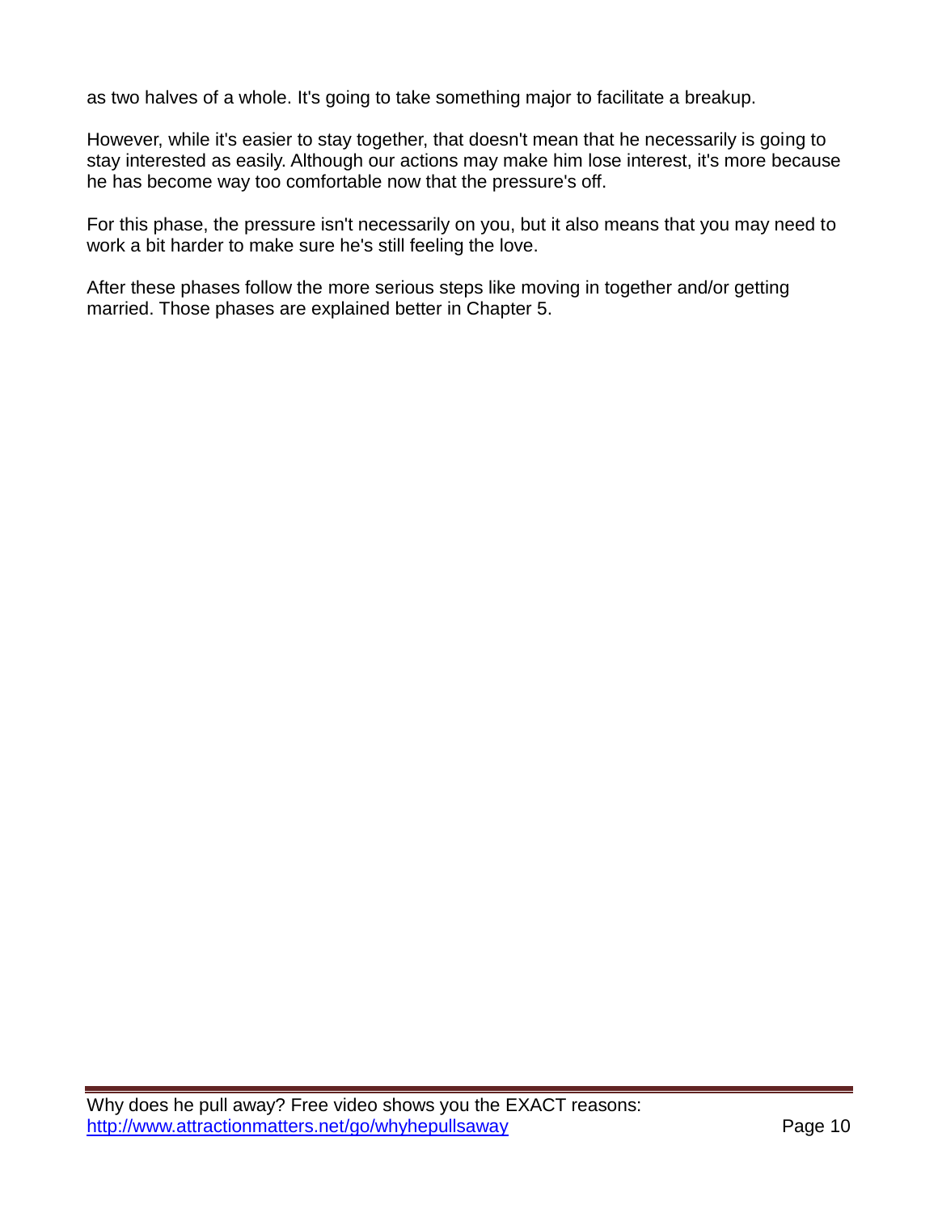as two halves of a whole. It's going to take something major to facilitate a breakup.

However, while it's easier to stay together, that doesn't mean that he necessarily is going to stay interested as easily. Although our actions may make him lose interest, it's more because he has become way too comfortable now that the pressure's off.

For this phase, the pressure isn't necessarily on you, but it also means that you may need to work a bit harder to make sure he's still feeling the love.

After these phases follow the more serious steps like moving in together and/or getting married. Those phases are explained better in Chapter 5.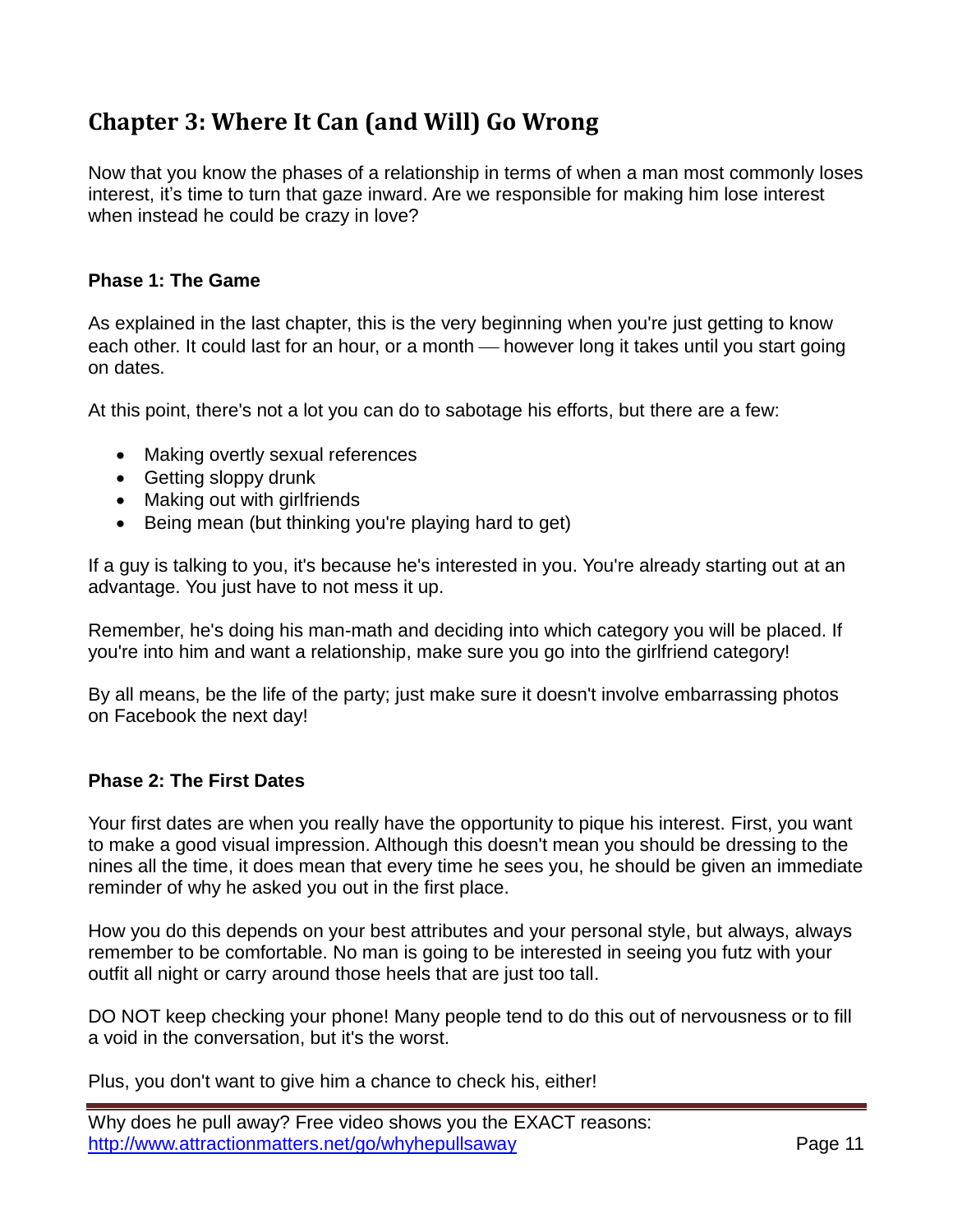## Chapter 3: Where It Can (and Will) Go Wrong

Now that you know the phases of a relationship in terms of when a man most commonly loses interest, it's time to turn that gaze inward. Are we responsible for making him lose interest when instead he could be crazy in love?

### Phase 1: The Game

As explained in the last chapter, this is the very beginning when you're just getting to know each other. It could last for an hour, or a month — however long it takes until you start going on dates.

At this point, there's not a lot you can do to sabotage his efforts, but there are a few:

- Making overtly sexual references
- Getting sloppy drunk
- Making out with girlfriends
- Being mean (but thinking you're playing hard to get)

If a guy is talking to you, it's because he's interested in you. You're already starting out at an advantage. You just have to not mess it up.

Remember, he's doing his man-math and deciding into which category you will be placed. If you're into him and want a relationship, make sure you go into the girlfriend category!

By all means, be the life of the party; just make sure it doesn't involve embarrassing photos on Facebook the next day!

### Phase 2: The First Dates

Your first dates are when you really have the opportunity to pique his interest. First, you want to make a good visual impression. Although this doesn't mean you should be dressing to the nines all the time, it does mean that every time he sees you, he should be given an immediate reminder of why he asked you out in the first place.

How you do this depends on your best attributes and your personal style, but always, always remember to be comfortable. No man is going to be interested in seeing you futz with your outfit all night or carry around those heels that are just too tall.

DO NOT keep checking your phone! Many people tend to do this out of nervousness or to fill a void in the conversation, but it's the worst.

Plus, you don't want to give him a chance to check his, either!

Why does he pull away? Free video shows you the EXACT reasons: http://www.attractionmatters.net/go/whyhepullsaway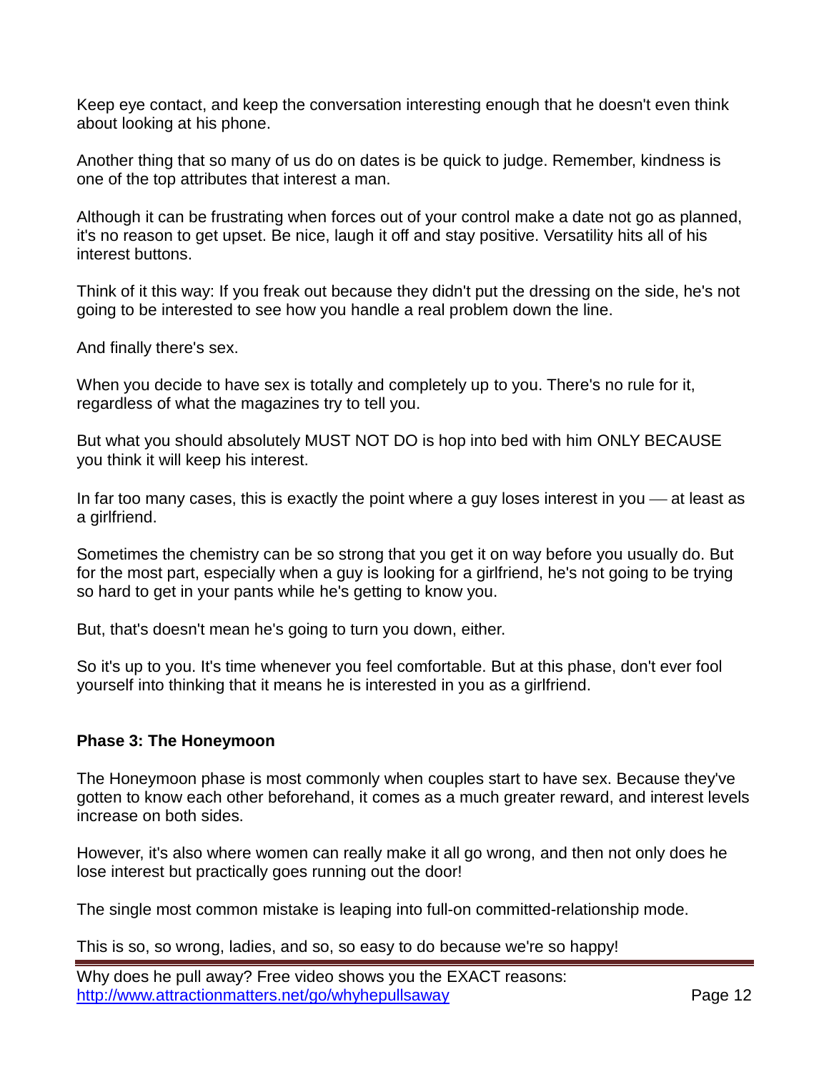Keep eye contact, and keep the conversation interesting enough that he doesn't even think about looking at his phone.

Another thing that so many of us do on dates is be quick to judge. Remember, kindness is one of the top attributes that interest a man.

Although it can be frustrating when forces out of your control make a date not go as planned, it's no reason to get upset. Be nice, laugh it off and stay positive. Versatility hits all of his interest buttons.

Think of it this way: If you freak out because they didn't put the dressing on the side, he's not going to be interested to see how you handle a real problem down the line.

And finally there's sex.

When you decide to have sex is totally and completely up to you. There's no rule for it, regardless of what the magazines try to tell you.

But what you should absolutely MUST NOT DO is hop into bed with him ONLY BECAUSE you think it will keep his interest.

In far too many cases, this is exactly the point where a guy loses interest in you — at least as a girlfriend.

Sometimes the chemistry can be so strong that you get it on way before you usually do. But for the most part, especially when a guy is looking for a girlfriend, he's not going to be trying so hard to get in your pants while he's getting to know you.

But, that's doesn't mean he's going to turn you down, either.

So it's up to you. It's time whenever you feel comfortable. But at this phase, don't ever fool yourself into thinking that it means he is interested in you as a girlfriend.

**Phase 3: The Honeymoon**

The Honeymoon phase is most commonly when couples start to have sex. Because they've gotten to know each other beforehand, it comes as a much greater reward, and interest levels increase on both sides.

However, it's also where women can really make it all go wrong, and then not only does he lose interest but practically goes running out the door!

The single most common mistake is leaping into full-on committed-relationship mode.

This is so, so wrong, ladies, and so, so easy to do because we're so happy!

Why does he pull away? Free video shows you the EXACT reasons: http://www.attractionmatters.net/go/whyhepullsaway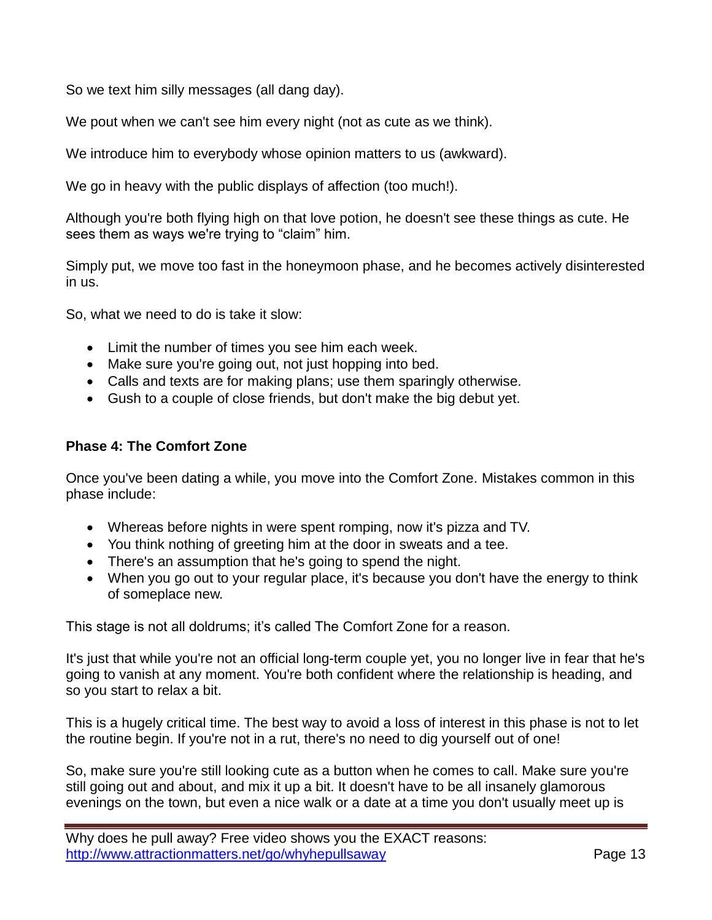So we text him silly messages (all dang day).

We pout when we can't see him every night (not as cute as we think).

We introduce him to everybody whose opinion matters to us (awkward).

We go in heavy with the public displays of affection (too much!).

Although you're both flying high on that love potion, he doesn't see these things as cute. He sees them as ways we're trying to "claim" him.

Simply put, we move too fast in the honeymoon phase, and he becomes actively disinterested in us.

So, what we need to do is take it slow:

- Limit the number of times you see him each week.
- Make sure you're going out, not just hopping into bed.
- Calls and texts are for making plans; use them sparingly otherwise.
- Gush to a couple of close friends, but don't make the big debut yet.

**Phase 4: The Comfort Zone**

Once you've been dating a while, you move into the Comfort Zone. Mistakes common in this phase include:

- Whereas before nights in were spent romping, now it's pizza and TV.
- You think nothing of greeting him at the door in sweats and a tee.
- There's an assumption that he's going to spend the night.
- When you go out to your regular place, it's because you don't have the energy to think of someplace new.

This stage is not all doldrums; it's called The Comfort Zone for a reason.

It's just that while you're not an official long-term couple yet, you no longer live in fear that he's going to vanish at any moment. You're both confident where the relationship is heading, and so you start to relax a bit.

This is a hugely critical time. The best way to avoid a loss of interest in this phase is not to let the routine begin. If you're not in a rut, there's no need to dig yourself out of one!

So, make sure you're still looking cute as a button when he comes to call. Make sure you're still going out and about, and mix it up a bit. It doesn't have to be all insanely glamorous evenings on the town, but even a nice walk or a date at a time you don't usually meet up is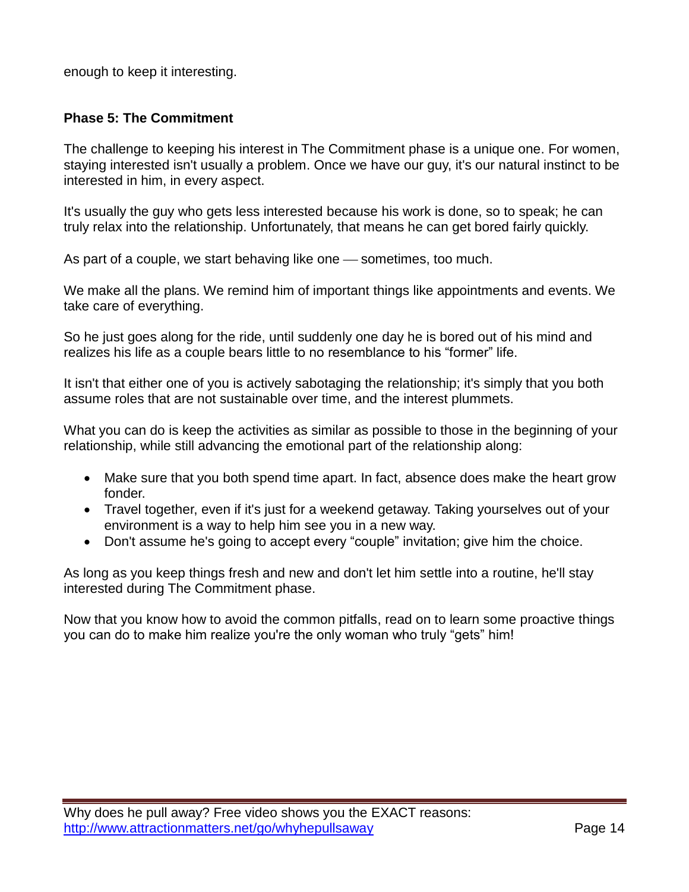enough to keep it interesting.

**Phase 5: The Commitment**

The challenge to keeping his interest in The Commitment phase is a unique one. For women, staying interested isn't usually a problem. Once we have our guy, it's our natural instinct to be interested in him, in every aspect.

It's usually the guy who gets less interested because his work is done, so to speak; he can truly relax into the relationship. Unfortunately, that means he can get bored fairly quickly.

As part of a couple, we start behaving like one — sometimes, too much.

We make all the plans. We remind him of important things like appointments and events. We take care of everything.

So he just goes along for the ride, until suddenly one day he is bored out of his mind and realizes his life as a couple bears little to no resemblance to his "former" life.

It isn't that either one of you is actively sabotaging the relationship; it's simply that you both assume roles that are not sustainable over time, and the interest plummets.

What you can do is keep the activities as similar as possible to those in the beginning of your relationship, while still advancing the emotional part of the relationship along:

- Make sure that you both spend time apart. In fact, absence does make the heart grow fonder.
- Travel together, even if it's just for a weekend getaway. Taking yourselves out of your environment is a way to help him see you in a new way.
- Don't assume he's going to accept every "couple" invitation; give him the choice.

As long as you keep things fresh and new and don't let him settle into a routine, he'll stay interested during The Commitment phase.

Now that you know how to avoid the common pitfalls, read on to learn some proactive things you can do to make him realize you're the only woman who truly "gets" him!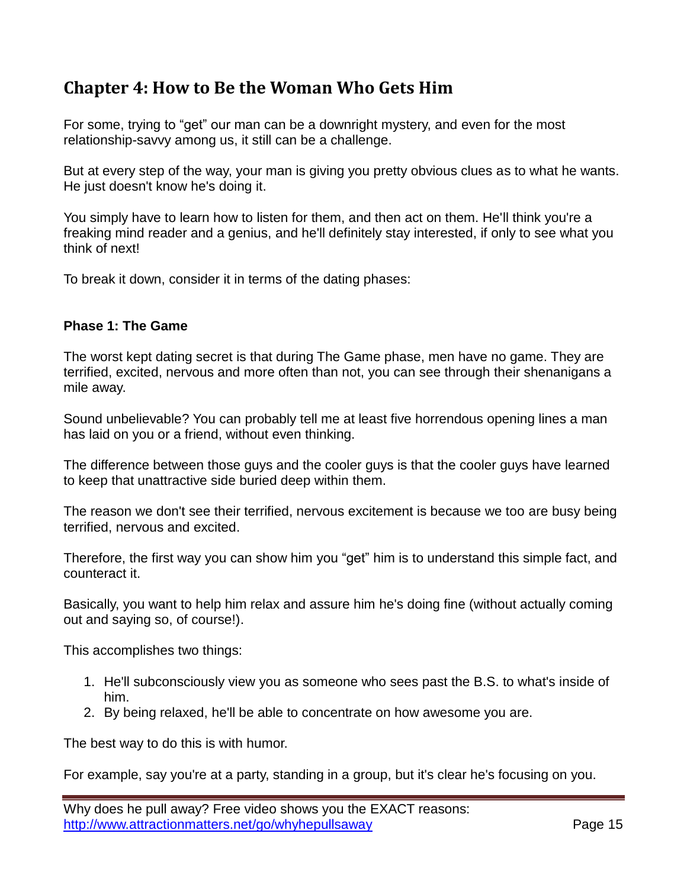## Chapter 4: How to Be the Woman Who Gets Him

For some, trying to "get" our man can be a downright mystery, and even for the most relationship-savvy among us, it still can be a challenge.

But at every step of the way, your man is giving you pretty obvious clues as to what he wants. He just doesn't know he's doing it.

You simply have to learn how to listen for them, and then act on them. He'll think you're a freaking mind reader and a genius, and he'll definitely stay interested, if only to see what you think of next!

To break it down, consider it in terms of the dating phases:

### Phase 1: The Game

The worst kept dating secret is that during The Game phase, men have no game. They are terrified, excited, nervous and more often than not, you can see through their shenanigans a mile away.

Sound unbelievable? You can probably tell me at least five horrendous opening lines a man has laid on you or a friend, without even thinking.

The difference between those guys and the cooler guys is that the cooler guys have learned to keep that unattractive side buried deep within them.

The reason we don't see their terrified, nervous excitement is because we too are busy being terrified, nervous and excited.

Therefore, the first way you can show him you "get" him is to understand this simple fact, and counteract it.

Basically, you want to help him relax and assure him he's doing fine (without actually coming out and saying so, of course!).

This accomplishes two things:

1. He'll subconsciously view you as someone who sees past the B.S. to what's inside of him.
2. By being relaxed, he'll be able to concentrate on how awesome you are.

The best way to do this is with humor.

For example, say you're at a party, standing in a group, but it's clear he's focusing on you.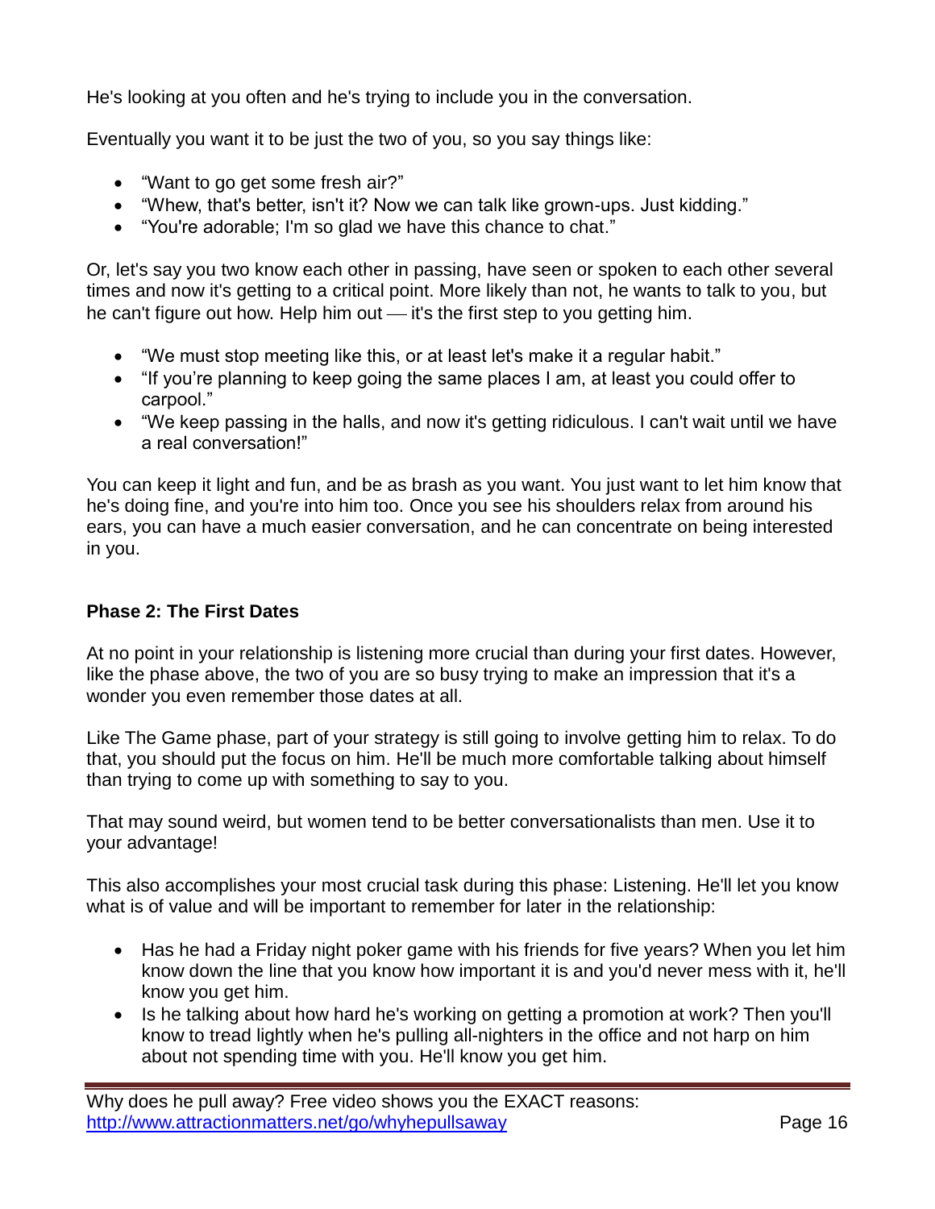He's looking at you often and he's trying to include you in the conversation.

Eventually you want it to be just the two of you, so you say things like:

- “Want to go get some fresh air?”
- “Whew, that's better, isn't it? Now we can talk like grown-ups. Just kidding.”
- “You're adorable; I'm so glad we have this chance to chat.”

Or, let's say you two know each other in passing, have seen or spoken to each other several times and now it's getting to a critical point. More likely than not, he wants to talk to you, but he can't figure out how. Help him out — it's the first step to you getting him.

- “We must stop meeting like this, or at least let's make it a regular habit.”
- “If you’re planning to keep going the same places I am, at least you could offer to carpool.”
- “We keep passing in the halls, and now it's getting ridiculous. I can't wait until we have a real conversation!”

You can keep it light and fun, and be as brash as you want. You just want to let him know that he's doing fine, and you're into him too. Once you see his shoulders relax from around his ears, you can have a much easier conversation, and he can concentrate on being interested in you.

**Phase 2: The First Dates**

At no point in your relationship is listening more crucial than during your first dates. However, like the phase above, the two of you are so busy trying to make an impression that it's a wonder you even remember those dates at all.

Like The Game phase, part of your strategy is still going to involve getting him to relax. To do that, you should put the focus on him. He'll be much more comfortable talking about himself than trying to come up with something to say to you.

That may sound weird, but women tend to be better conversationalists than men. Use it to your advantage!

This also accomplishes your most crucial task during this phase: Listening. He'll let you know what is of value and will be important to remember for later in the relationship:

- Has he had a Friday night poker game with his friends for five years? When you let him know down the line that you know how important it is and you'd never mess with it, he'll know you get him.
- Is he talking about how hard he's working on getting a promotion at work? Then you'll know to tread lightly when he's pulling all-nighters in the office and not harp on him about not spending time with you. He'll know you get him.

Why does he pull away? Free video shows you the EXACT reasons: http://www.attractionmatters.net/go/whyhepullsaway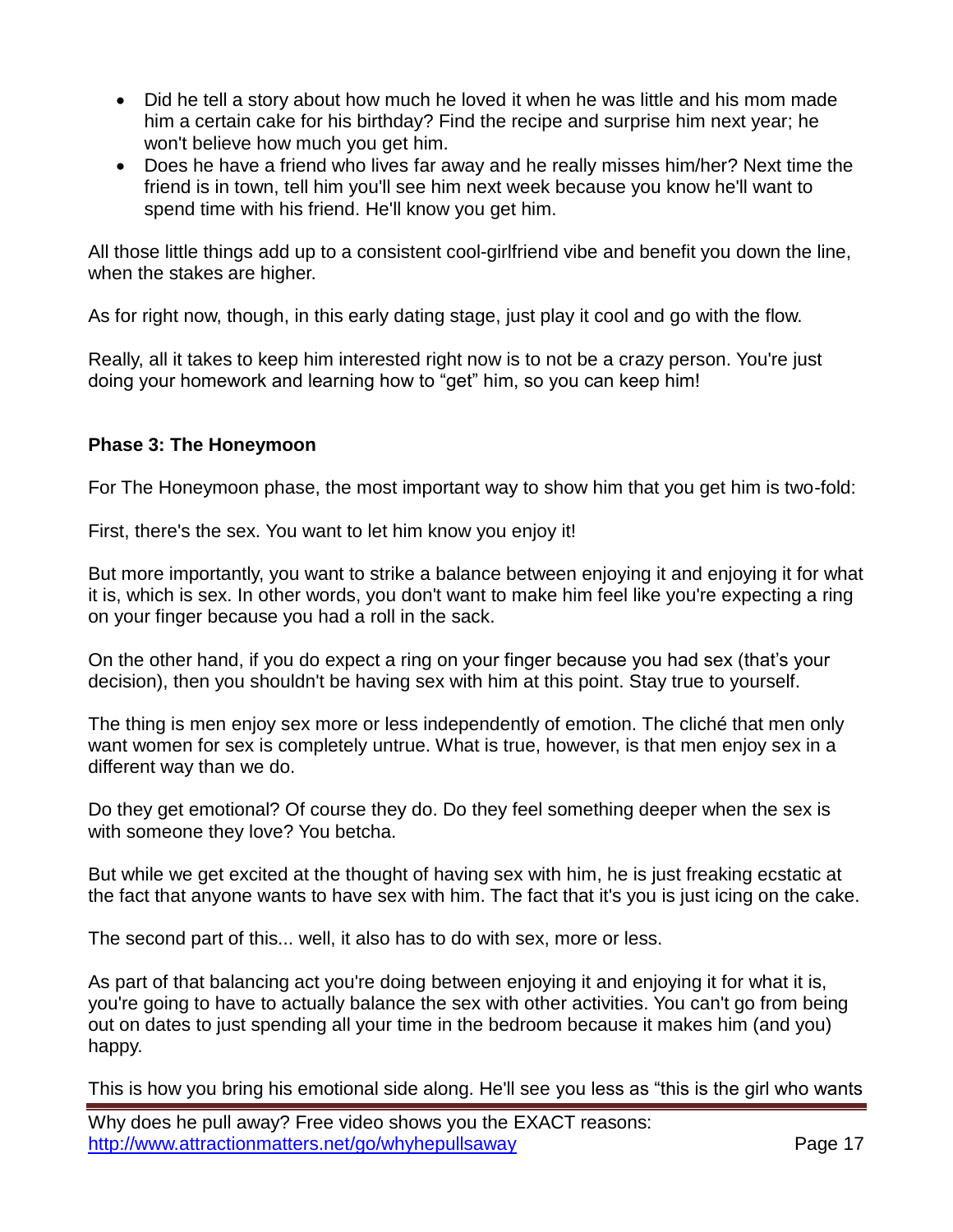- Did he tell a story about how much he loved it when he was little and his mom made him a certain cake for his birthday? Find the recipe and surprise him next year; he won't believe how much you get him.
- Does he have a friend who lives far away and he really misses him/her? Next time the friend is in town, tell him you'll see him next week because you know he'll want to spend time with his friend. He'll know you get him.

All those little things add up to a consistent cool-girlfriend vibe and benefit you down the line, when the stakes are higher.

As for right now, though, in this early dating stage, just play it cool and go with the flow.

Really, all it takes to keep him interested right now is to not be a crazy person. You're just doing your homework and learning how to "get" him, so you can keep him!

**Phase 3: The Honeymoon**

For The Honeymoon phase, the most important way to show him that you get him is two-fold:

First, there's the sex. You want to let him know you enjoy it!

But more importantly, you want to strike a balance between enjoying it and enjoying it for what it is, which is sex. In other words, you don't want to make him feel like you're expecting a ring on your finger because you had a roll in the sack.

On the other hand, if you do expect a ring on your finger because you had sex (that's your decision), then you shouldn't be having sex with him at this point. Stay true to yourself.

The thing is men enjoy sex more or less independently of emotion. The cliché that men only want women for sex is completely untrue. What is true, however, is that men enjoy sex in a different way than we do.

Do they get emotional? Of course they do. Do they feel something deeper when the sex is with someone they love? You betcha.

But while we get excited at the thought of having sex with him, he is just freaking ecstatic at the fact that anyone wants to have sex with him. The fact that it's you is just icing on the cake.

The second part of this... well, it also has to do with sex, more or less.

As part of that balancing act you're doing between enjoying it and enjoying it for what it is, you're going to have to actually balance the sex with other activities. You can't go from being out on dates to just spending all your time in the bedroom because it makes him (and you) happy.

This is how you bring his emotional side along. He'll see you less as "this is the girl who wants

Why does he pull away? Free video shows you the EXACT reasons: http://www.attractionmatters.net/go/whyhepullsaway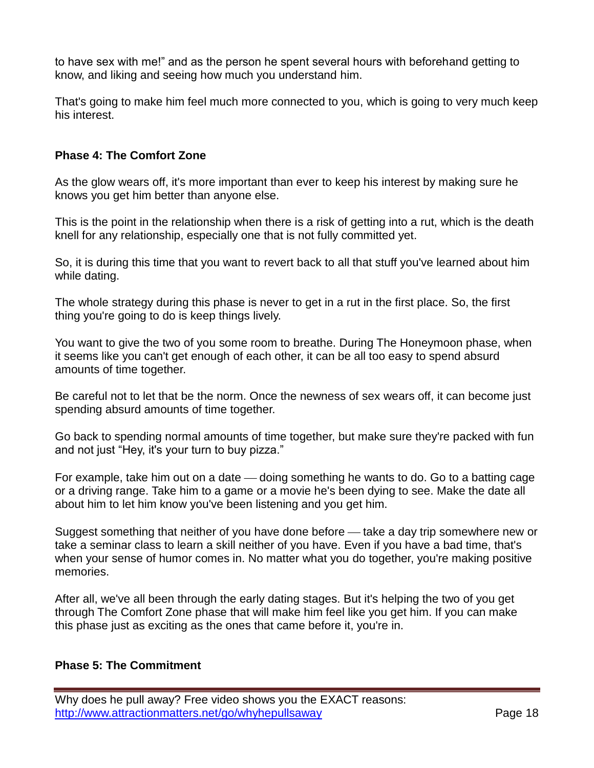to have sex with me!" and as the person he spent several hours with beforehand getting to know, and liking and seeing how much you understand him.

That's going to make him feel much more connected to you, which is going to very much keep his interest.

**Phase 4: The Comfort Zone**

As the glow wears off, it's more important than ever to keep his interest by making sure he knows you get him better than anyone else.

This is the point in the relationship when there is a risk of getting into a rut, which is the death knell for any relationship, especially one that is not fully committed yet.

So, it is during this time that you want to revert back to all that stuff you've learned about him while dating.

The whole strategy during this phase is never to get in a rut in the first place. So, the first thing you're going to do is keep things lively.

You want to give the two of you some room to breathe. During The Honeymoon phase, when it seems like you can't get enough of each other, it can be all too easy to spend absurd amounts of time together.

Be careful not to let that be the norm. Once the newness of sex wears off, it can become just spending absurd amounts of time together.

Go back to spending normal amounts of time together, but make sure they're packed with fun and not just "Hey, it's your turn to buy pizza."

For example, take him out on a date — doing something he wants to do. Go to a batting cage or a driving range. Take him to a game or a movie he's been dying to see. Make the date all about him to let him know you've been listening and you get him.

Suggest something that neither of you have done before — take a day trip somewhere new or take a seminar class to learn a skill neither of you have. Even if you have a bad time, that's when your sense of humor comes in. No matter what you do together, you're making positive memories.

After all, we've all been through the early dating stages. But it's helping the two of you get through The Comfort Zone phase that will make him feel like you get him. If you can make this phase just as exciting as the ones that came before it, you're in.

**Phase 5: The Commitment**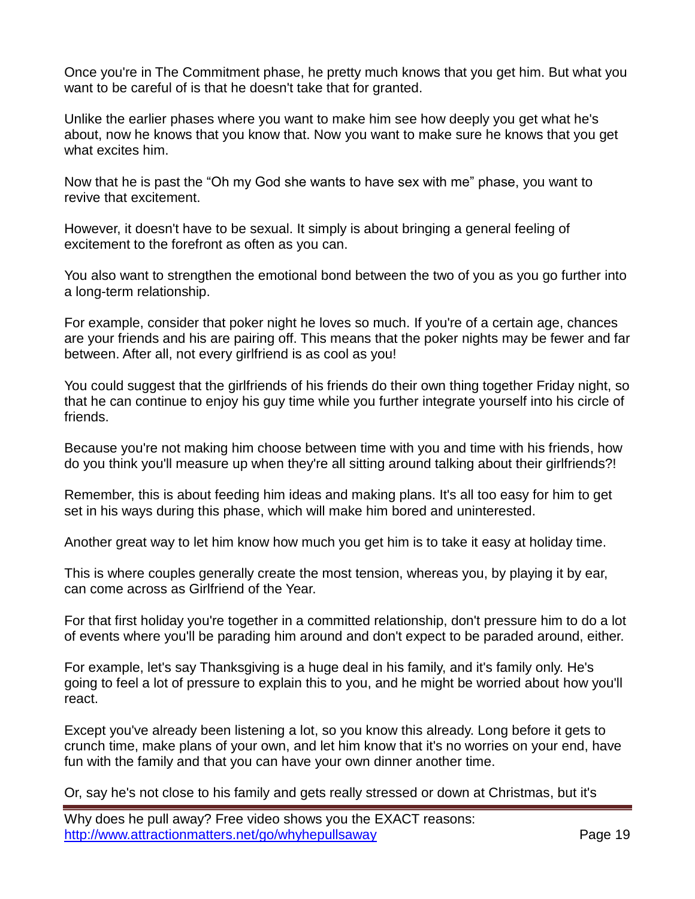Once you're in The Commitment phase, he pretty much knows that you get him. But what you want to be careful of is that he doesn't take that for granted.

Unlike the earlier phases where you want to make him see how deeply you get what he's about, now he knows that you know that. Now you want to make sure he knows that you get what excites him.

Now that he is past the "Oh my God she wants to have sex with me" phase, you want to revive that excitement.

However, it doesn't have to be sexual. It simply is about bringing a general feeling of excitement to the forefront as often as you can.

You also want to strengthen the emotional bond between the two of you as you go further into a long-term relationship.

For example, consider that poker night he loves so much. If you're of a certain age, chances are your friends and his are pairing off. This means that the poker nights may be fewer and far between. After all, not every girlfriend is as cool as you!

You could suggest that the girlfriends of his friends do their own thing together Friday night, so that he can continue to enjoy his guy time while you further integrate yourself into his circle of friends.

Because you're not making him choose between time with you and time with his friends, how do you think you'll measure up when they're all sitting around talking about their girlfriends?!

Remember, this is about feeding him ideas and making plans. It's all too easy for him to get set in his ways during this phase, which will make him bored and uninterested.

Another great way to let him know how much you get him is to take it easy at holiday time.

This is where couples generally create the most tension, whereas you, by playing it by ear, can come across as Girlfriend of the Year.

For that first holiday you're together in a committed relationship, don't pressure him to do a lot of events where you'll be parading him around and don't expect to be paraded around, either.

For example, let's say Thanksgiving is a huge deal in his family, and it's family only. He's going to feel a lot of pressure to explain this to you, and he might be worried about how you'll react.

Except you've already been listening a lot, so you know this already. Long before it gets to crunch time, make plans of your own, and let him know that it's no worries on your end, have fun with the family and that you can have your own dinner another time.

Or, say he's not close to his family and gets really stressed or down at Christmas, but it's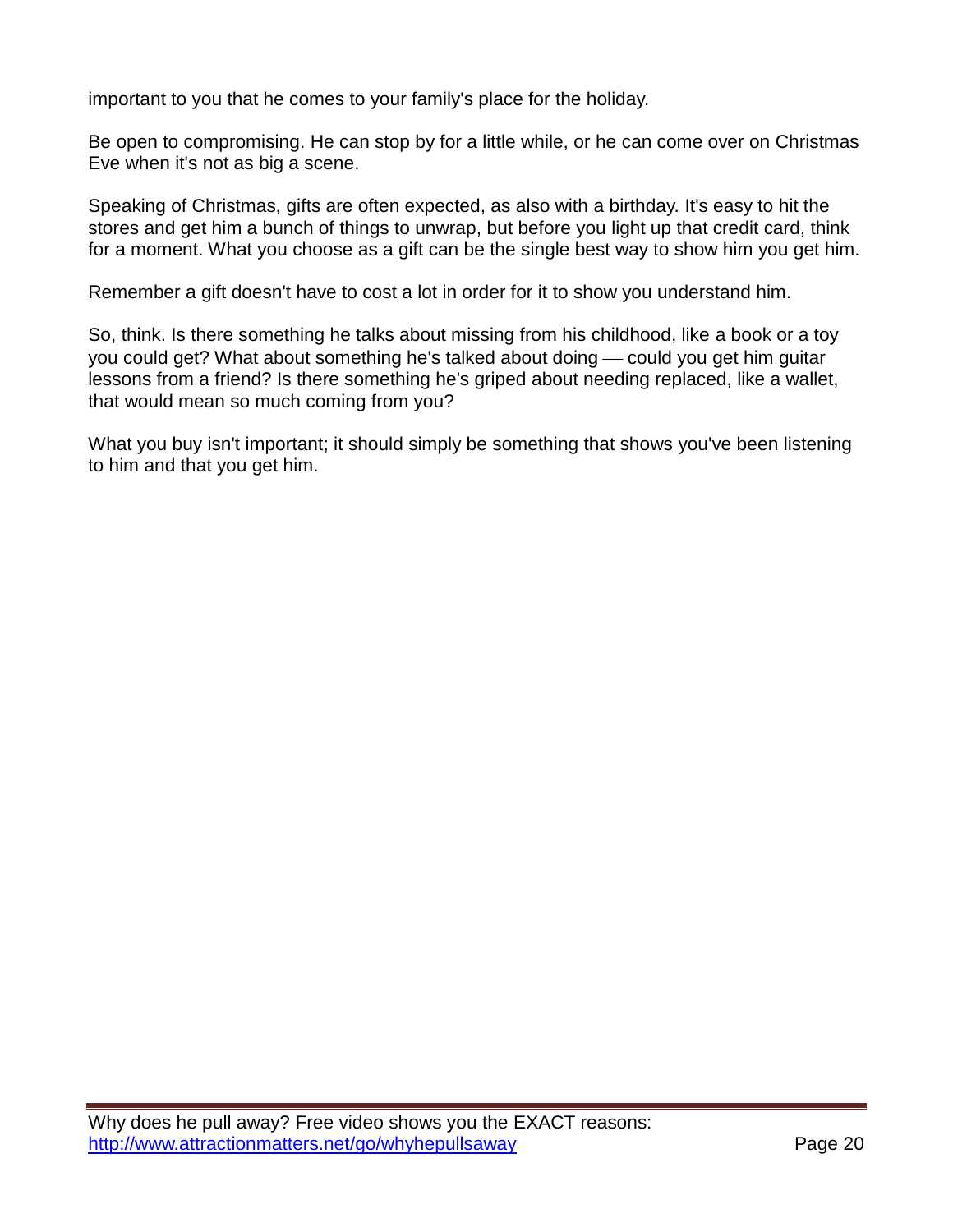important to you that he comes to your family's place for the holiday.

Be open to compromising. He can stop by for a little while, or he can come over on Christmas Eve when it's not as big a scene.

Speaking of Christmas, gifts are often expected, as also with a birthday. It's easy to hit the stores and get him a bunch of things to unwrap, but before you light up that credit card, think for a moment. What you choose as a gift can be the single best way to show him you get him.

Remember a gift doesn't have to cost a lot in order for it to show you understand him.

So, think. Is there something he talks about missing from his childhood, like a book or a toy you could get? What about something he's talked about doing — could you get him guitar lessons from a friend? Is there something he's griped about needing replaced, like a wallet, that would mean so much coming from you?

What you buy isn't important; it should simply be something that shows you've been listening to him and that you get him.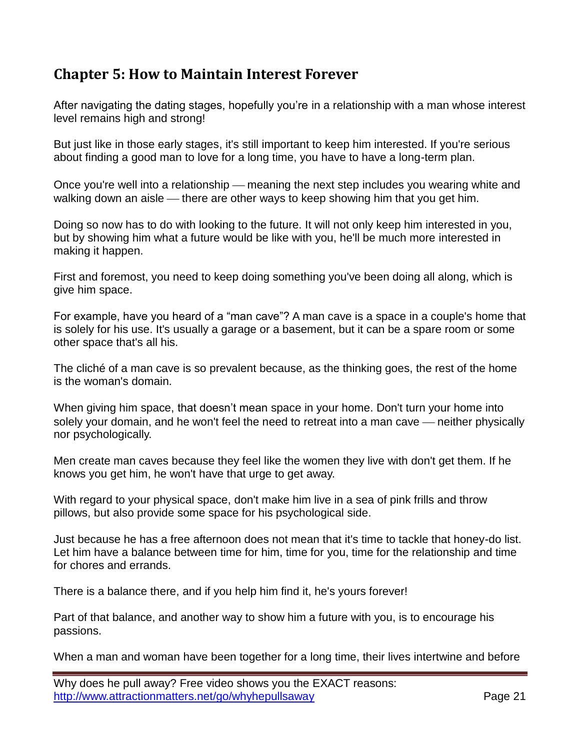## Chapter 5: How to Maintain Interest Forever

After navigating the dating stages, hopefully you're in a relationship with a man whose interest level remains high and strong!

But just like in those early stages, it's still important to keep him interested. If you're serious about finding a good man to love for a long time, you have to have a long-term plan.

Once you're well into a relationship — meaning the next step includes you wearing white and walking down an aisle — there are other ways to keep showing him that you get him.

Doing so now has to do with looking to the future. It will not only keep him interested in you, but by showing him what a future would be like with you, he'll be much more interested in making it happen.

First and foremost, you need to keep doing something you've been doing all along, which is give him space.

For example, have you heard of a "man cave"? A man cave is a space in a couple's home that is solely for his use. It's usually a garage or a basement, but it can be a spare room or some other space that's all his.

The cliché of a man cave is so prevalent because, as the thinking goes, the rest of the home is the woman's domain.

When giving him space, that doesn't mean space in your home. Don't turn your home into solely your domain, and he won't feel the need to retreat into a man cave — neither physically nor psychologically.

Men create man caves because they feel like the women they live with don't get them. If he knows you get him, he won't have that urge to get away.

With regard to your physical space, don't make him live in a sea of pink frills and throw pillows, but also provide some space for his psychological side.

Just because he has a free afternoon does not mean that it's time to tackle that honey-do list. Let him have a balance between time for him, time for you, time for the relationship and time for chores and errands.

There is a balance there, and if you help him find it, he's yours forever!

Part of that balance, and another way to show him a future with you, is to encourage his passions.

When a man and woman have been together for a long time, their lives intertwine and before

Why does he pull away? Free video shows you the EXACT reasons:
http://www.attractionmatters.net/go/whyhepullsaway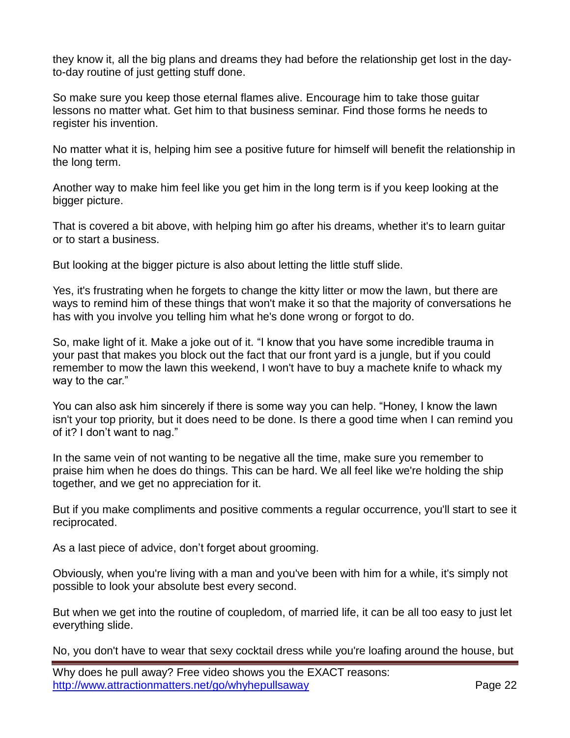they know it, all the big plans and dreams they had before the relationship get lost in the day-to-day routine of just getting stuff done.

So make sure you keep those eternal flames alive. Encourage him to take those guitar lessons no matter what. Get him to that business seminar. Find those forms he needs to register his invention.

No matter what it is, helping him see a positive future for himself will benefit the relationship in the long term.

Another way to make him feel like you get him in the long term is if you keep looking at the bigger picture.

That is covered a bit above, with helping him go after his dreams, whether it's to learn guitar or to start a business.

But looking at the bigger picture is also about letting the little stuff slide.

Yes, it's frustrating when he forgets to change the kitty litter or mow the lawn, but there are ways to remind him of these things that won't make it so that the majority of conversations he has with you involve you telling him what he's done wrong or forgot to do.

So, make light of it. Make a joke out of it. "I know that you have some incredible trauma in your past that makes you block out the fact that our front yard is a jungle, but if you could remember to mow the lawn this weekend, I won't have to buy a machete knife to whack my way to the car."

You can also ask him sincerely if there is some way you can help. "Honey, I know the lawn isn't your top priority, but it does need to be done. Is there a good time when I can remind you of it? I don't want to nag."

In the same vein of not wanting to be negative all the time, make sure you remember to praise him when he does do things. This can be hard. We all feel like we're holding the ship together, and we get no appreciation for it.

But if you make compliments and positive comments a regular occurrence, you'll start to see it reciprocated.

As a last piece of advice, don't forget about grooming.

Obviously, when you're living with a man and you've been with him for a while, it's simply not possible to look your absolute best every second.

But when we get into the routine of coupledom, of married life, it can be all too easy to just let everything slide.

No, you don't have to wear that sexy cocktail dress while you're loafing around the house, but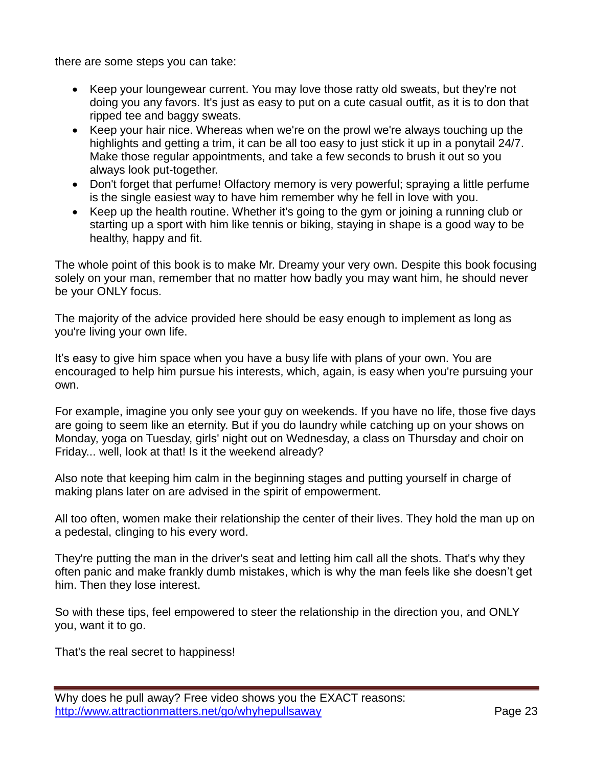there are some steps you can take:

- Keep your loungewear current. You may love those ratty old sweats, but they're not doing you any favors. It's just as easy to put on a cute casual outfit, as it is to don that ripped tee and baggy sweats.
- Keep your hair nice. Whereas when we're on the prowl we're always touching up the highlights and getting a trim, it can be all too easy to just stick it up in a ponytail 24/7. Make those regular appointments, and take a few seconds to brush it out so you always look put-together.
- Don't forget that perfume! Olfactory memory is very powerful; spraying a little perfume is the single easiest way to have him remember why he fell in love with you.
- Keep up the health routine. Whether it's going to the gym or joining a running club or starting up a sport with him like tennis or biking, staying in shape is a good way to be healthy, happy and fit.

The whole point of this book is to make Mr. Dreamy your very own. Despite this book focusing solely on your man, remember that no matter how badly you may want him, he should never be your ONLY focus.

The majority of the advice provided here should be easy enough to implement as long as you're living your own life.

It's easy to give him space when you have a busy life with plans of your own. You are encouraged to help him pursue his interests, which, again, is easy when you're pursuing your own.

For example, imagine you only see your guy on weekends. If you have no life, those five days are going to seem like an eternity. But if you do laundry while catching up on your shows on Monday, yoga on Tuesday, girls' night out on Wednesday, a class on Thursday and choir on Friday... well, look at that! Is it the weekend already?

Also note that keeping him calm in the beginning stages and putting yourself in charge of making plans later on are advised in the spirit of empowerment.

All too often, women make their relationship the center of their lives. They hold the man up on a pedestal, clinging to his every word.

They're putting the man in the driver's seat and letting him call all the shots. That's why they often panic and make frankly dumb mistakes, which is why the man feels like she doesn't get him. Then they lose interest.

So with these tips, feel empowered to steer the relationship in the direction you, and ONLY you, want it to go.

That's the real secret to happiness!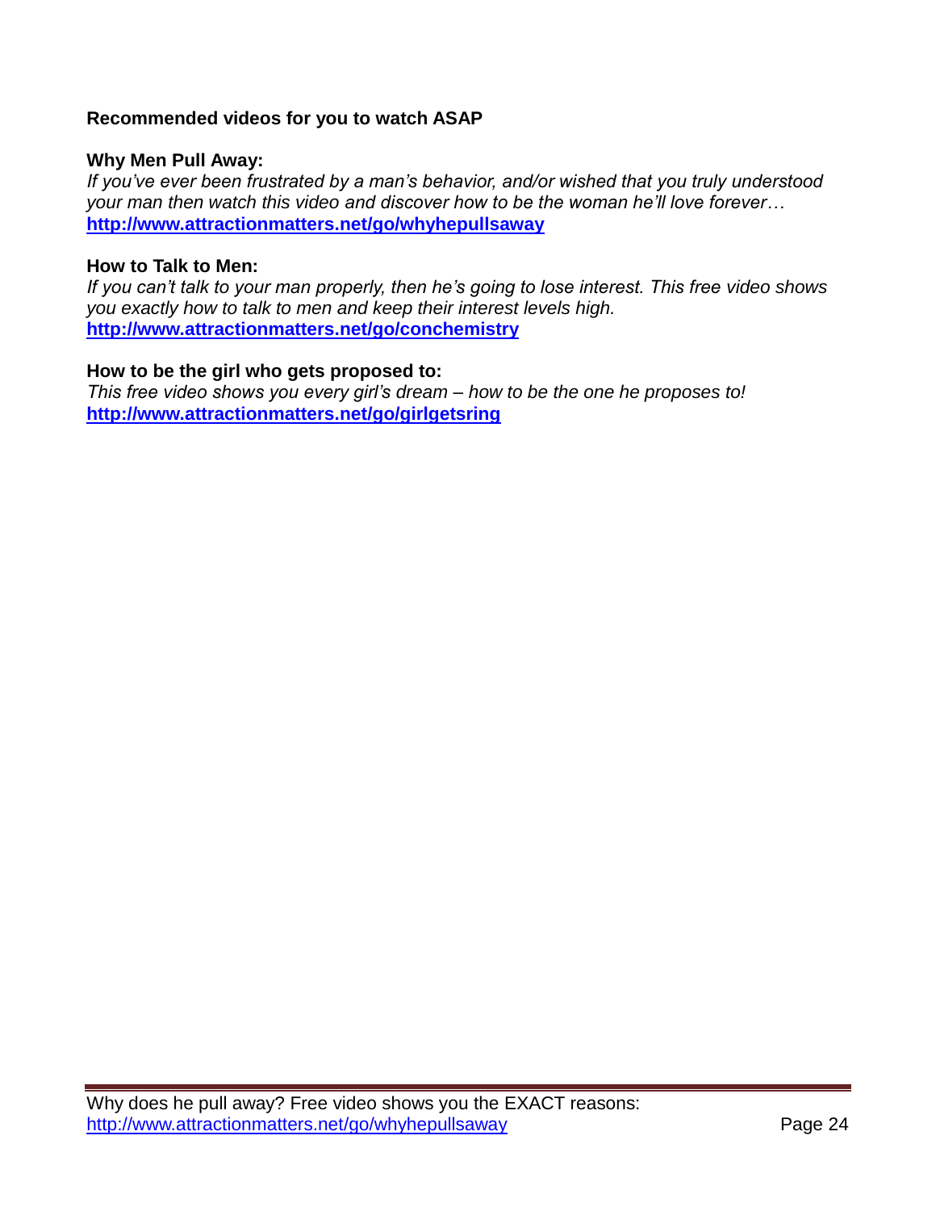**Recommended videos for you to watch ASAP**

**Why Men Pull Away:**
*If you've ever been frustrated by a man's behavior, and/or wished that you truly understood your man then watch this video and discover how to be the woman he'll love forever…*
**http://www.attractionmatters.net/go/whyhepullsaway**

**How to Talk to Men:**
*If you can't talk to your man properly, then he's going to lose interest. This free video shows you exactly how to talk to men and keep their interest levels high.*
**http://www.attractionmatters.net/go/conchemistry**

**How to be the girl who gets proposed to:**
*This free video shows you every girl's dream – how to be the one he proposes to!*
**http://www.attractionmatters.net/go/girlgetsring**